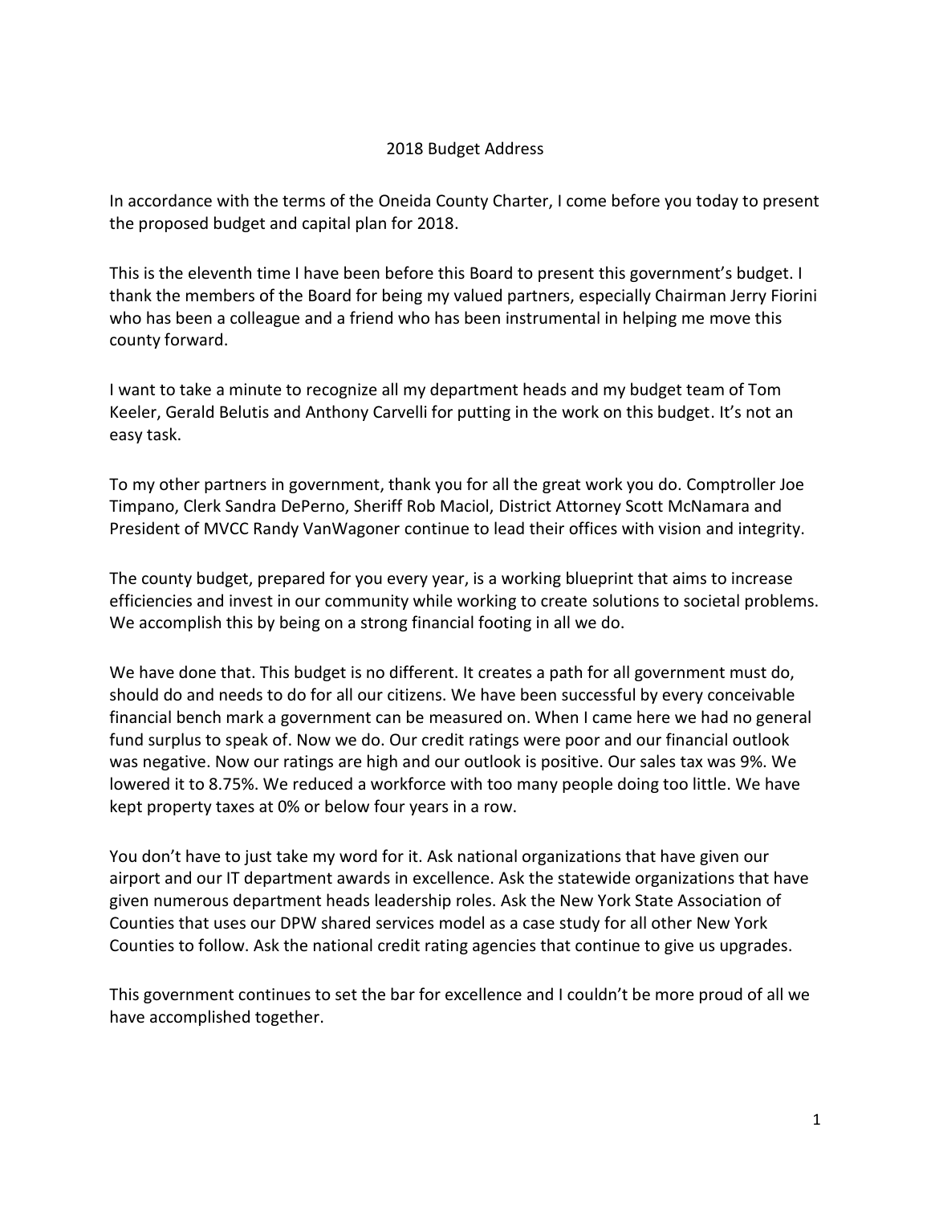# 2018 Budget Address

In accordance with the terms of the Oneida County Charter, I come before you today to present the proposed budget and capital plan for 2018.

This is the eleventh time I have been before this Board to present this government's budget. I thank the members of the Board for being my valued partners, especially Chairman Jerry Fiorini who has been a colleague and a friend who has been instrumental in helping me move this county forward.

I want to take a minute to recognize all my department heads and my budget team of Tom Keeler, Gerald Belutis and Anthony Carvelli for putting in the work on this budget. It's not an easy task.

To my other partners in government, thank you for all the great work you do. Comptroller Joe Timpano, Clerk Sandra DePerno, Sheriff Rob Maciol, District Attorney Scott McNamara and President of MVCC Randy VanWagoner continue to lead their offices with vision and integrity.

The county budget, prepared for you every year, is a working blueprint that aims to increase efficiencies and invest in our community while working to create solutions to societal problems. We accomplish this by being on a strong financial footing in all we do.

We have done that. This budget is no different. It creates a path for all government must do, should do and needs to do for all our citizens. We have been successful by every conceivable financial bench mark a government can be measured on. When I came here we had no general fund surplus to speak of. Now we do. Our credit ratings were poor and our financial outlook was negative. Now our ratings are high and our outlook is positive. Our sales tax was 9%. We lowered it to 8.75%. We reduced a workforce with too many people doing too little. We have kept property taxes at 0% or below four years in a row.

You don't have to just take my word for it. Ask national organizations that have given our airport and our IT department awards in excellence. Ask the statewide organizations that have given numerous department heads leadership roles. Ask the New York State Association of Counties that uses our DPW shared services model as a case study for all other New York Counties to follow. Ask the national credit rating agencies that continue to give us upgrades.

This government continues to set the bar for excellence and I couldn't be more proud of all we have accomplished together.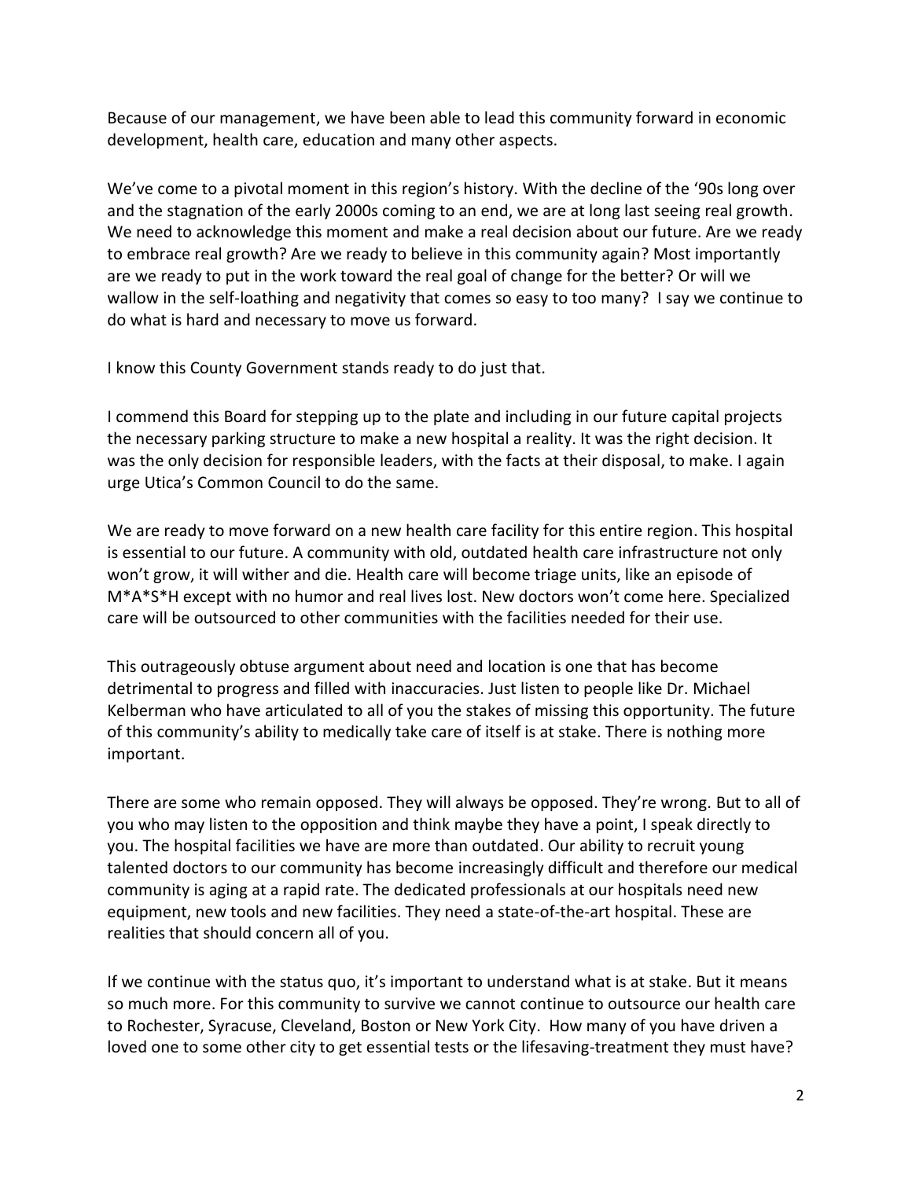Because of our management, we have been able to lead this community forward in economic development, health care, education and many other aspects.

We've come to a pivotal moment in this region's history. With the decline of the '90s long over and the stagnation of the early 2000s coming to an end, we are at long last seeing real growth. We need to acknowledge this moment and make a real decision about our future. Are we ready to embrace real growth? Are we ready to believe in this community again? Most importantly are we ready to put in the work toward the real goal of change for the better? Or will we wallow in the self-loathing and negativity that comes so easy to too many? I say we continue to do what is hard and necessary to move us forward.

I know this County Government stands ready to do just that.

I commend this Board for stepping up to the plate and including in our future capital projects the necessary parking structure to make a new hospital a reality. It was the right decision. It was the only decision for responsible leaders, with the facts at their disposal, to make. I again urge Utica's Common Council to do the same.

We are ready to move forward on a new health care facility for this entire region. This hospital is essential to our future. A community with old, outdated health care infrastructure not only won't grow, it will wither and die. Health care will become triage units, like an episode of M*A*S*H except with no humor and real lives lost. New doctors won't come here. Specialized care will be outsourced to other communities with the facilities needed for their use.

This outrageously obtuse argument about need and location is one that has become detrimental to progress and filled with inaccuracies. Just listen to people like Dr. Michael Kelberman who have articulated to all of you the stakes of missing this opportunity. The future of this community's ability to medically take care of itself is at stake. There is nothing more important.

There are some who remain opposed. They will always be opposed. They're wrong. But to all of you who may listen to the opposition and think maybe they have a point, I speak directly to you. The hospital facilities we have are more than outdated. Our ability to recruit young talented doctors to our community has become increasingly difficult and therefore our medical community is aging at a rapid rate. The dedicated professionals at our hospitals need new equipment, new tools and new facilities. They need a state-of-the-art hospital. These are realities that should concern all of you.

If we continue with the status quo, it's important to understand what is at stake. But it means so much more. For this community to survive we cannot continue to outsource our health care to Rochester, Syracuse, Cleveland, Boston or New York City. How many of you have driven a loved one to some other city to get essential tests or the lifesaving-treatment they must have?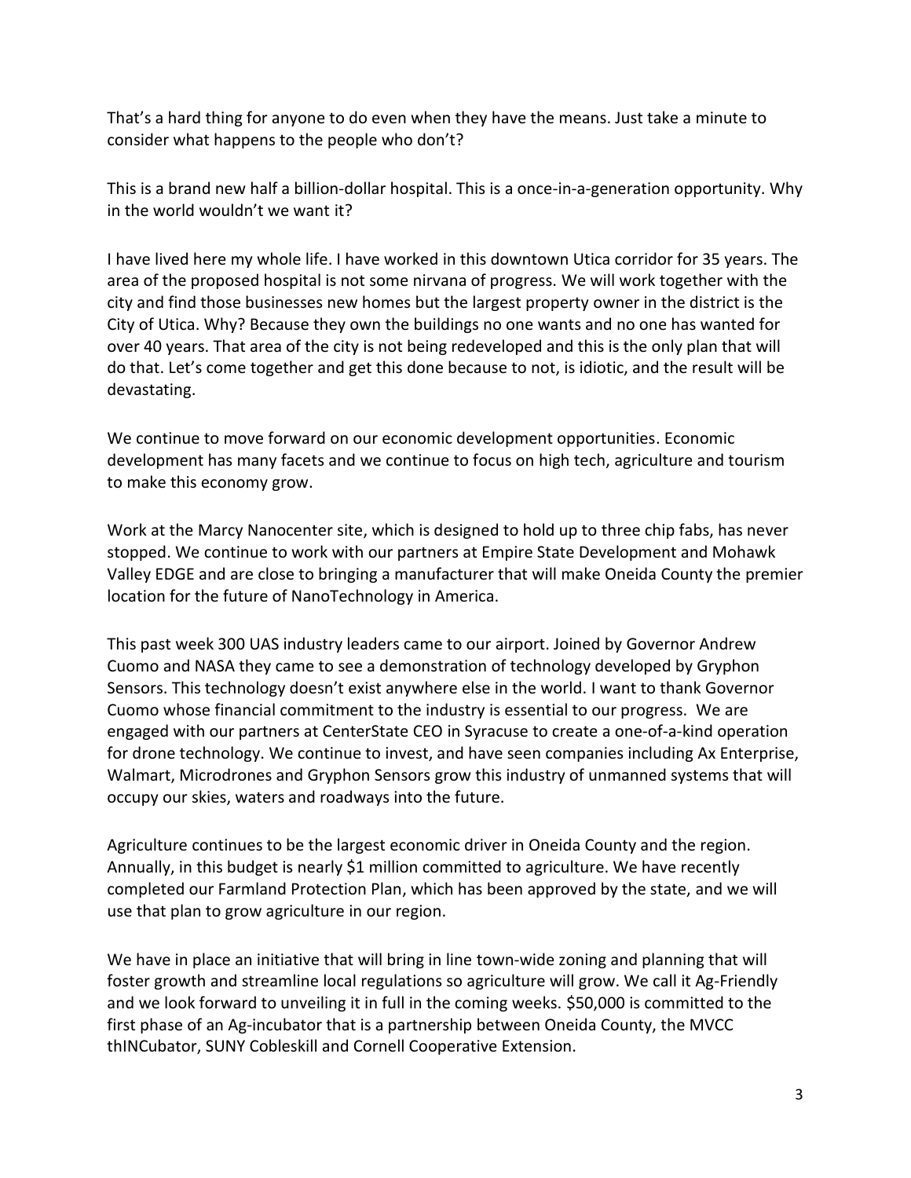That's a hard thing for anyone to do even when they have the means. Just take a minute to consider what happens to the people who don't?

This is a brand new half a billion-dollar hospital. This is a once-in-a-generation opportunity. Why in the world wouldn't we want it?

I have lived here my whole life. I have worked in this downtown Utica corridor for 35 years. The area of the proposed hospital is not some nirvana of progress. We will work together with the city and find those businesses new homes but the largest property owner in the district is the City of Utica. Why? Because they own the buildings no one wants and no one has wanted for over 40 years. That area of the city is not being redeveloped and this is the only plan that will do that. Let's come together and get this done because to not, is idiotic, and the result will be devastating.

We continue to move forward on our economic development opportunities. Economic development has many facets and we continue to focus on high tech, agriculture and tourism to make this economy grow.

Work at the Marcy Nanocenter site, which is designed to hold up to three chip fabs, has never stopped. We continue to work with our partners at Empire State Development and Mohawk Valley EDGE and are close to bringing a manufacturer that will make Oneida County the premier location for the future of NanoTechnology in America.

This past week 300 UAS industry leaders came to our airport. Joined by Governor Andrew Cuomo and NASA they came to see a demonstration of technology developed by Gryphon Sensors. This technology doesn't exist anywhere else in the world. I want to thank Governor Cuomo whose financial commitment to the industry is essential to our progress. We are engaged with our partners at CenterState CEO in Syracuse to create a one-of-a-kind operation for drone technology. We continue to invest, and have seen companies including Ax Enterprise, Walmart, Microdrones and Gryphon Sensors grow this industry of unmanned systems that will occupy our skies, waters and roadways into the future.

Agriculture continues to be the largest economic driver in Oneida County and the region. Annually, in this budget is nearly $1 million committed to agriculture. We have recently completed our Farmland Protection Plan, which has been approved by the state, and we will use that plan to grow agriculture in our region.

We have in place an initiative that will bring in line town-wide zoning and planning that will foster growth and streamline local regulations so agriculture will grow. We call it Ag-Friendly and we look forward to unveiling it in full in the coming weeks. $50,000 is committed to the first phase of an Ag-incubator that is a partnership between Oneida County, the MVCC thINCubator, SUNY Cobleskill and Cornell Cooperative Extension.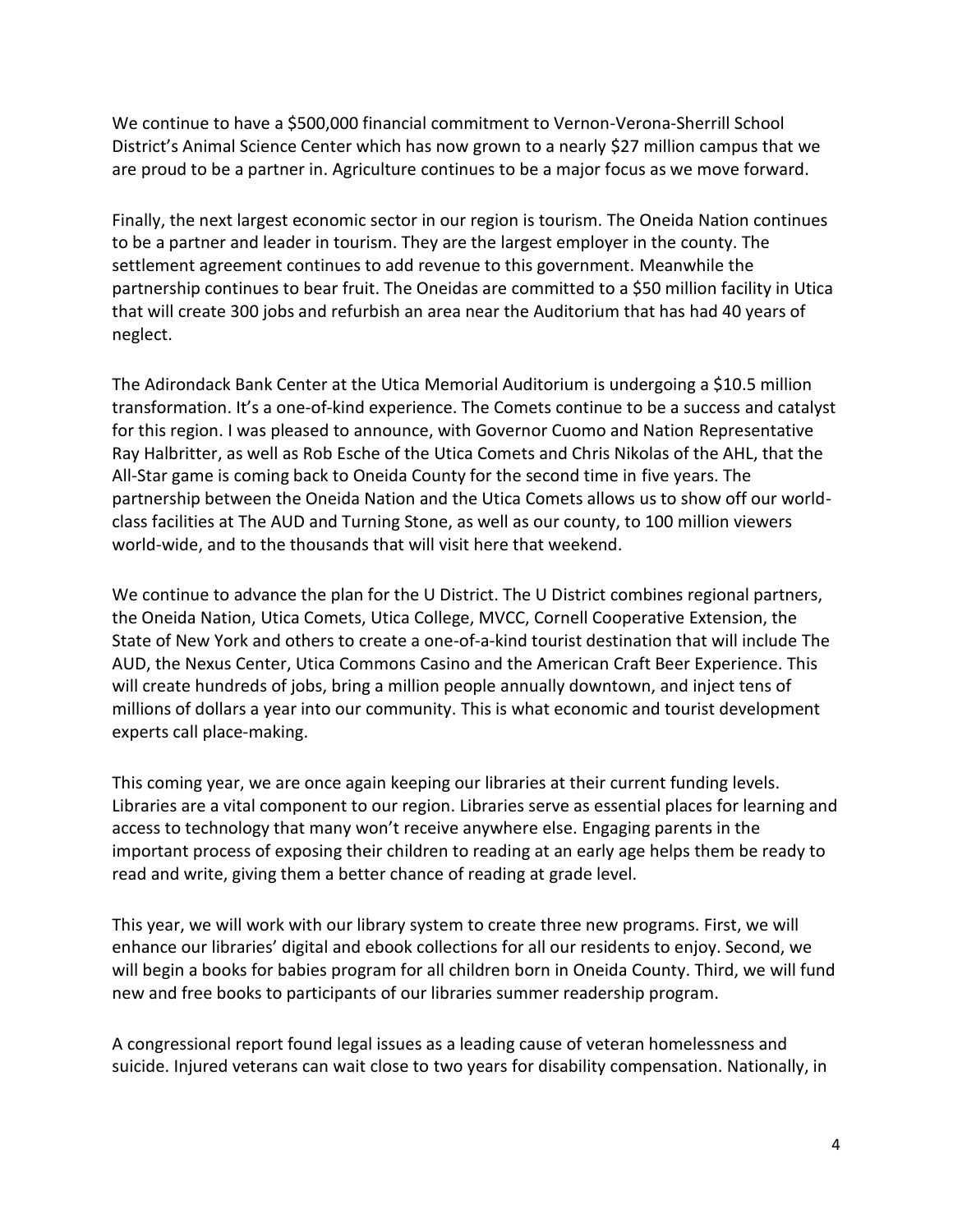We continue to have a $500,000 financial commitment to Vernon-Verona-Sherrill School District's Animal Science Center which has now grown to a nearly $27 million campus that we are proud to be a partner in. Agriculture continues to be a major focus as we move forward.

Finally, the next largest economic sector in our region is tourism. The Oneida Nation continues to be a partner and leader in tourism. They are the largest employer in the county. The settlement agreement continues to add revenue to this government. Meanwhile the partnership continues to bear fruit. The Oneidas are committed to a $50 million facility in Utica that will create 300 jobs and refurbish an area near the Auditorium that has had 40 years of neglect.

The Adirondack Bank Center at the Utica Memorial Auditorium is undergoing a $10.5 million transformation. It's a one-of-kind experience. The Comets continue to be a success and catalyst for this region. I was pleased to announce, with Governor Cuomo and Nation Representative Ray Halbritter, as well as Rob Esche of the Utica Comets and Chris Nikolas of the AHL, that the All-Star game is coming back to Oneida County for the second time in five years. The partnership between the Oneida Nation and the Utica Comets allows us to show off our world-class facilities at The AUD and Turning Stone, as well as our county, to 100 million viewers world-wide, and to the thousands that will visit here that weekend.

We continue to advance the plan for the U District. The U District combines regional partners, the Oneida Nation, Utica Comets, Utica College, MVCC, Cornell Cooperative Extension, the State of New York and others to create a one-of-a-kind tourist destination that will include The AUD, the Nexus Center, Utica Commons Casino and the American Craft Beer Experience. This will create hundreds of jobs, bring a million people annually downtown, and inject tens of millions of dollars a year into our community. This is what economic and tourist development experts call place-making.

This coming year, we are once again keeping our libraries at their current funding levels. Libraries are a vital component to our region. Libraries serve as essential places for learning and access to technology that many won't receive anywhere else. Engaging parents in the important process of exposing their children to reading at an early age helps them be ready to read and write, giving them a better chance of reading at grade level.

This year, we will work with our library system to create three new programs. First, we will enhance our libraries' digital and ebook collections for all our residents to enjoy. Second, we will begin a books for babies program for all children born in Oneida County. Third, we will fund new and free books to participants of our libraries summer readership program.

A congressional report found legal issues as a leading cause of veteran homelessness and suicide. Injured veterans can wait close to two years for disability compensation. Nationally, in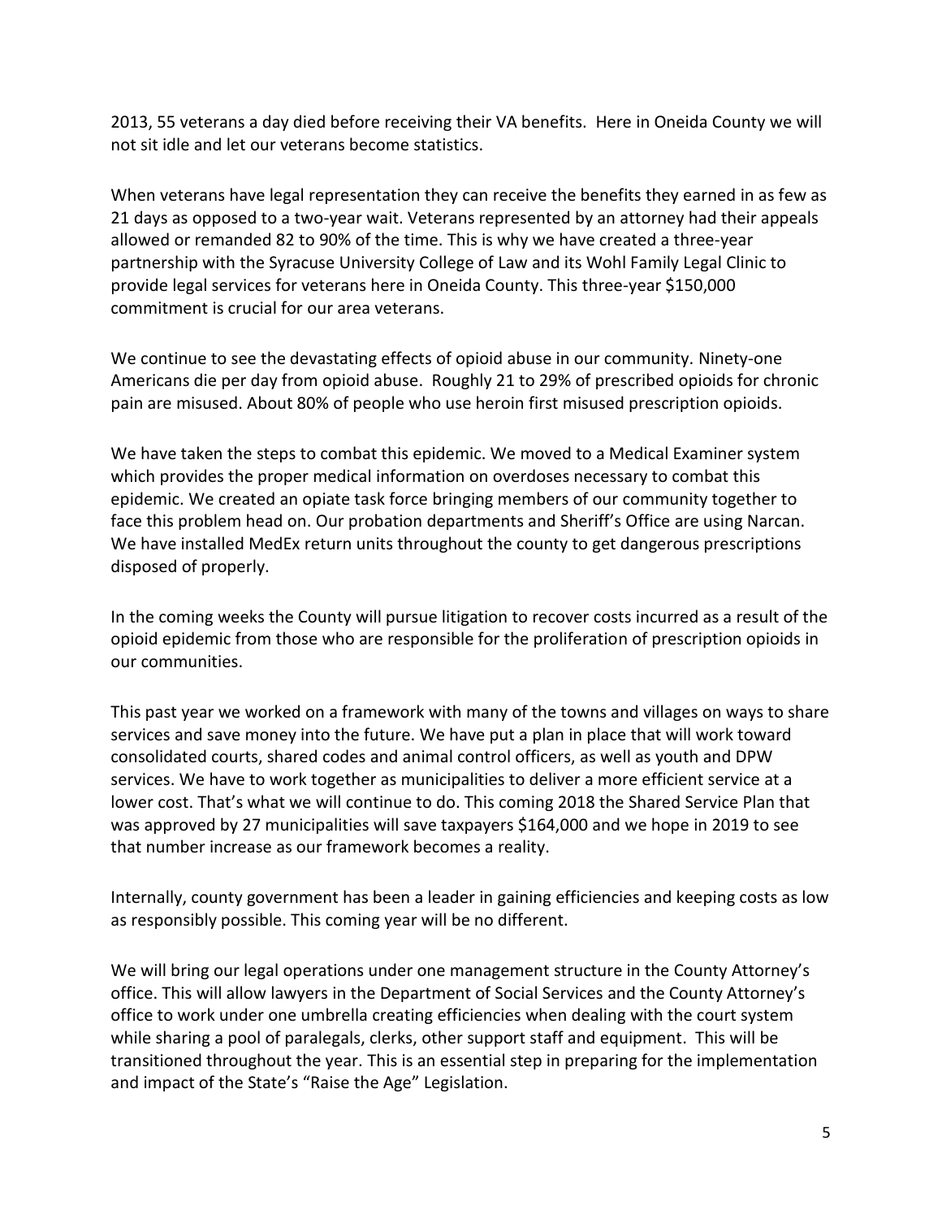2013, 55 veterans a day died before receiving their VA benefits. Here in Oneida County we will not sit idle and let our veterans become statistics.

When veterans have legal representation they can receive the benefits they earned in as few as 21 days as opposed to a two-year wait. Veterans represented by an attorney had their appeals allowed or remanded 82 to 90% of the time. This is why we have created a three-year partnership with the Syracuse University College of Law and its Wohl Family Legal Clinic to provide legal services for veterans here in Oneida County. This three-year $150,000 commitment is crucial for our area veterans.

We continue to see the devastating effects of opioid abuse in our community. Ninety-one Americans die per day from opioid abuse. Roughly 21 to 29% of prescribed opioids for chronic pain are misused. About 80% of people who use heroin first misused prescription opioids.

We have taken the steps to combat this epidemic. We moved to a Medical Examiner system which provides the proper medical information on overdoses necessary to combat this epidemic. We created an opiate task force bringing members of our community together to face this problem head on. Our probation departments and Sheriff's Office are using Narcan. We have installed MedEx return units throughout the county to get dangerous prescriptions disposed of properly.

In the coming weeks the County will pursue litigation to recover costs incurred as a result of the opioid epidemic from those who are responsible for the proliferation of prescription opioids in our communities.

This past year we worked on a framework with many of the towns and villages on ways to share services and save money into the future. We have put a plan in place that will work toward consolidated courts, shared codes and animal control officers, as well as youth and DPW services. We have to work together as municipalities to deliver a more efficient service at a lower cost. That's what we will continue to do. This coming 2018 the Shared Service Plan that was approved by 27 municipalities will save taxpayers $164,000 and we hope in 2019 to see that number increase as our framework becomes a reality.

Internally, county government has been a leader in gaining efficiencies and keeping costs as low as responsibly possible. This coming year will be no different.

We will bring our legal operations under one management structure in the County Attorney's office. This will allow lawyers in the Department of Social Services and the County Attorney's office to work under one umbrella creating efficiencies when dealing with the court system while sharing a pool of paralegals, clerks, other support staff and equipment. This will be transitioned throughout the year. This is an essential step in preparing for the implementation and impact of the State's "Raise the Age" Legislation.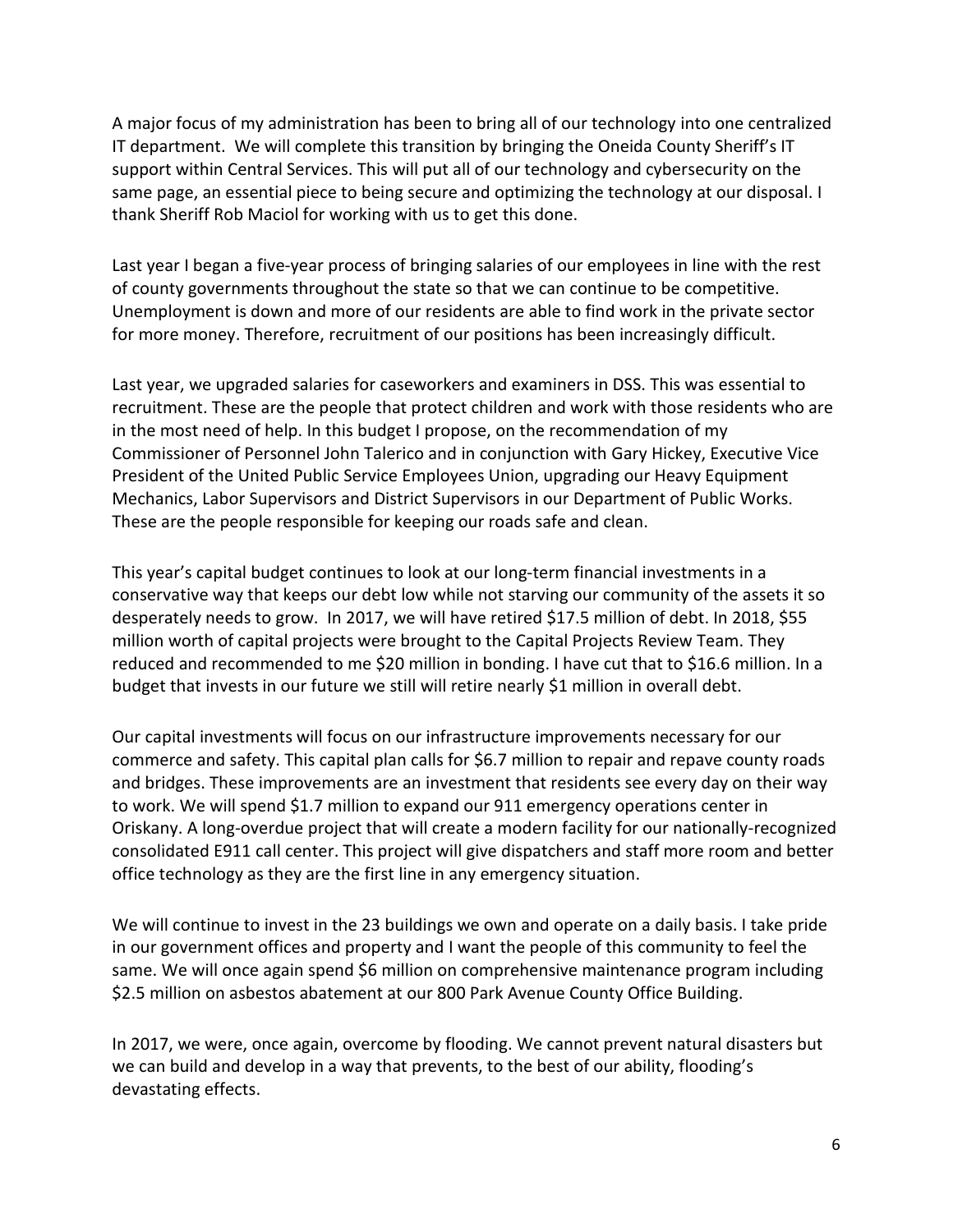A major focus of my administration has been to bring all of our technology into one centralized IT department. We will complete this transition by bringing the Oneida County Sheriff's IT support within Central Services. This will put all of our technology and cybersecurity on the same page, an essential piece to being secure and optimizing the technology at our disposal. I thank Sheriff Rob Maciol for working with us to get this done.

Last year I began a five-year process of bringing salaries of our employees in line with the rest of county governments throughout the state so that we can continue to be competitive. Unemployment is down and more of our residents are able to find work in the private sector for more money. Therefore, recruitment of our positions has been increasingly difficult.

Last year, we upgraded salaries for caseworkers and examiners in DSS. This was essential to recruitment. These are the people that protect children and work with those residents who are in the most need of help. In this budget I propose, on the recommendation of my Commissioner of Personnel John Talerico and in conjunction with Gary Hickey, Executive Vice President of the United Public Service Employees Union, upgrading our Heavy Equipment Mechanics, Labor Supervisors and District Supervisors in our Department of Public Works. These are the people responsible for keeping our roads safe and clean.

This year's capital budget continues to look at our long-term financial investments in a conservative way that keeps our debt low while not starving our community of the assets it so desperately needs to grow. In 2017, we will have retired $17.5 million of debt. In 2018, $55 million worth of capital projects were brought to the Capital Projects Review Team. They reduced and recommended to me $20 million in bonding. I have cut that to $16.6 million. In a budget that invests in our future we still will retire nearly $1 million in overall debt.

Our capital investments will focus on our infrastructure improvements necessary for our commerce and safety. This capital plan calls for $6.7 million to repair and repave county roads and bridges. These improvements are an investment that residents see every day on their way to work. We will spend $1.7 million to expand our 911 emergency operations center in Oriskany. A long-overdue project that will create a modern facility for our nationally-recognized consolidated E911 call center. This project will give dispatchers and staff more room and better office technology as they are the first line in any emergency situation.

We will continue to invest in the 23 buildings we own and operate on a daily basis. I take pride in our government offices and property and I want the people of this community to feel the same. We will once again spend $6 million on comprehensive maintenance program including $2.5 million on asbestos abatement at our 800 Park Avenue County Office Building.

In 2017, we were, once again, overcome by flooding. We cannot prevent natural disasters but we can build and develop in a way that prevents, to the best of our ability, flooding's devastating effects.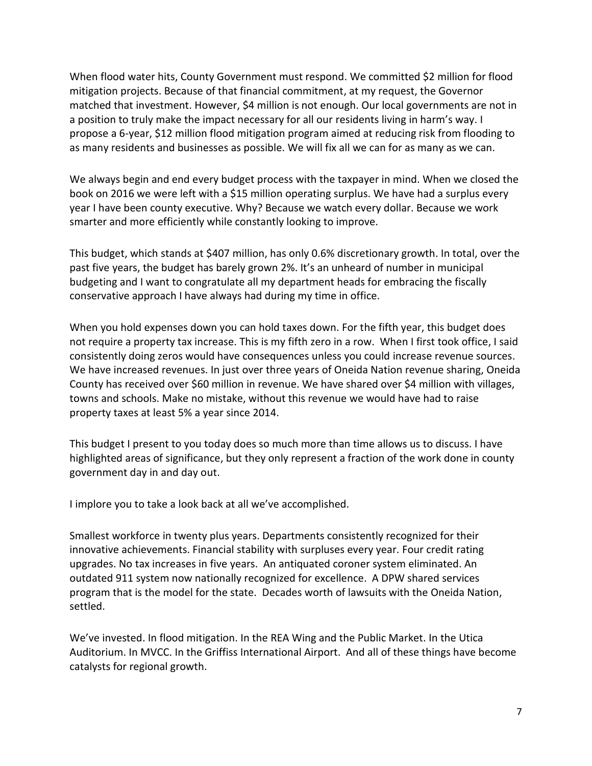When flood water hits, County Government must respond. We committed $2 million for flood mitigation projects. Because of that financial commitment, at my request, the Governor matched that investment. However, $4 million is not enough. Our local governments are not in a position to truly make the impact necessary for all our residents living in harm's way. I propose a 6-year, $12 million flood mitigation program aimed at reducing risk from flooding to as many residents and businesses as possible. We will fix all we can for as many as we can.

We always begin and end every budget process with the taxpayer in mind. When we closed the book on 2016 we were left with a $15 million operating surplus. We have had a surplus every year I have been county executive. Why? Because we watch every dollar. Because we work smarter and more efficiently while constantly looking to improve.

This budget, which stands at $407 million, has only 0.6% discretionary growth. In total, over the past five years, the budget has barely grown 2%. It's an unheard of number in municipal budgeting and I want to congratulate all my department heads for embracing the fiscally conservative approach I have always had during my time in office.

When you hold expenses down you can hold taxes down. For the fifth year, this budget does not require a property tax increase. This is my fifth zero in a row. When I first took office, I said consistently doing zeros would have consequences unless you could increase revenue sources. We have increased revenues. In just over three years of Oneida Nation revenue sharing, Oneida County has received over $60 million in revenue. We have shared over $4 million with villages, towns and schools. Make no mistake, without this revenue we would have had to raise property taxes at least 5% a year since 2014.

This budget I present to you today does so much more than time allows us to discuss. I have highlighted areas of significance, but they only represent a fraction of the work done in county government day in and day out.

I implore you to take a look back at all we've accomplished.

Smallest workforce in twenty plus years. Departments consistently recognized for their innovative achievements. Financial stability with surpluses every year. Four credit rating upgrades. No tax increases in five years. An antiquated coroner system eliminated. An outdated 911 system now nationally recognized for excellence. A DPW shared services program that is the model for the state. Decades worth of lawsuits with the Oneida Nation, settled.

We've invested. In flood mitigation. In the REA Wing and the Public Market. In the Utica Auditorium. In MVCC. In the Griffiss International Airport. And all of these things have become catalysts for regional growth.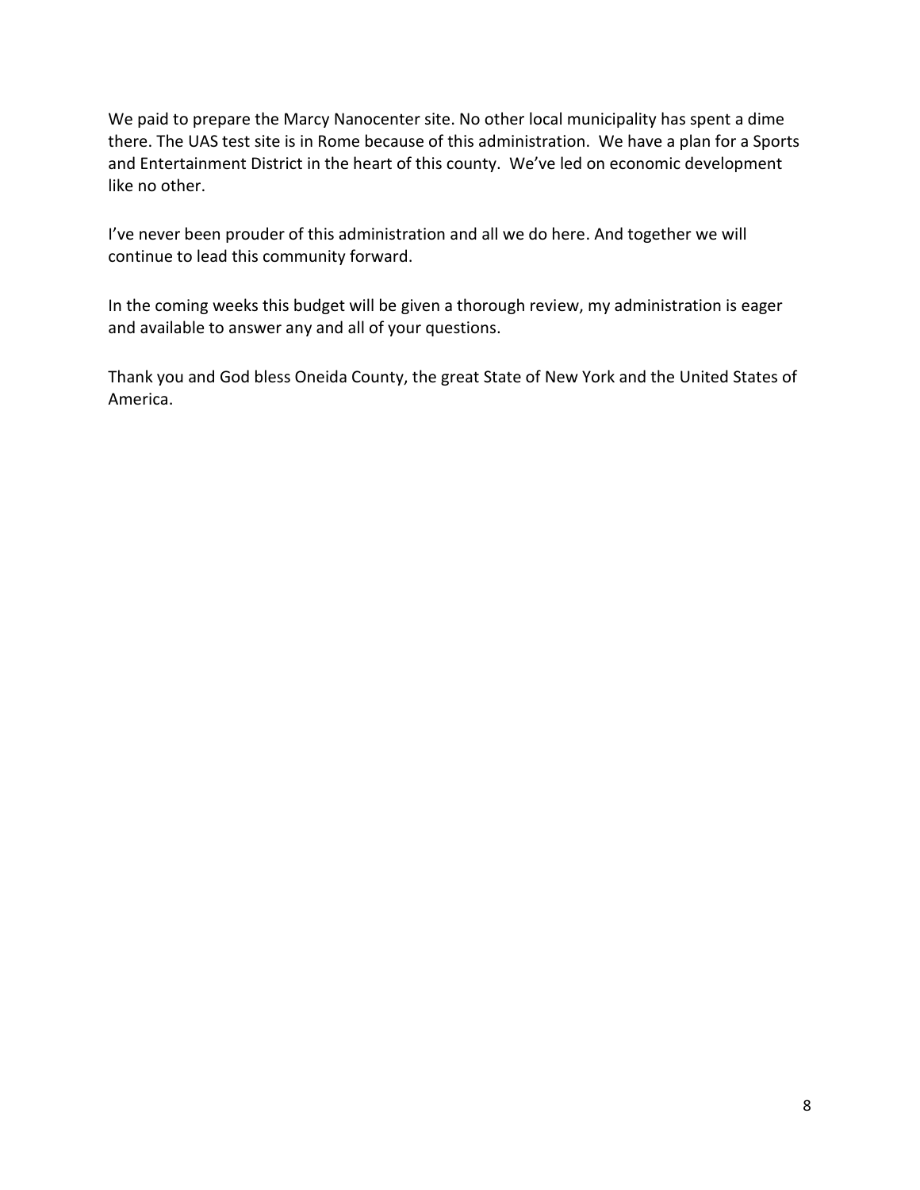We paid to prepare the Marcy Nanocenter site. No other local municipality has spent a dime there. The UAS test site is in Rome because of this administration. We have a plan for a Sports and Entertainment District in the heart of this county. We've led on economic development like no other.

I've never been prouder of this administration and all we do here. And together we will continue to lead this community forward.

In the coming weeks this budget will be given a thorough review, my administration is eager and available to answer any and all of your questions.

Thank you and God bless Oneida County, the great State of New York and the United States of America.